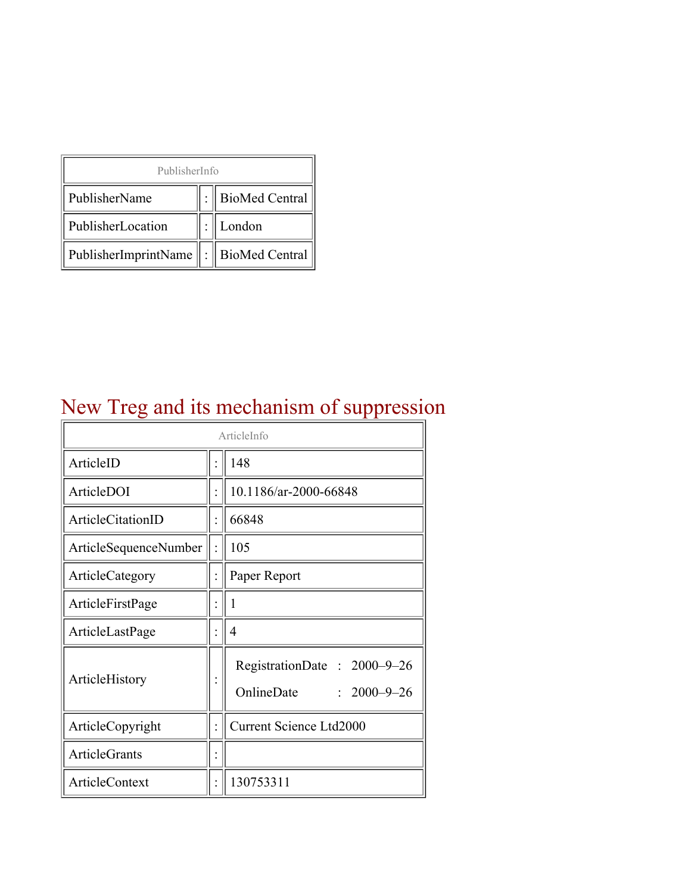| PublisherInfo | | |
|---|---|---|
| PublisherName | : | BioMed Central |
| PublisherLocation | : | London |
| PublisherImprintName | : | BioMed Central |

# New Treg and its mechanism of suppression

| ArticleInfo | | |
|---|---|---|
| ArticleID | : | 148 |
| ArticleDOI | : | 10.1186/ar-2000-66848 |
| ArticleCitationID | : | 66848 |
| ArticleSequenceNumber | : | 105 |
| ArticleCategory | : | Paper Report |
| ArticleFirstPage | : | 1 |
| ArticleLastPage | : | 4 |
| ArticleHistory | : | RegistrationDate : 2000–9–26<br>OnlineDate : 2000–9–26 |
| ArticleCopyright | : | Current Science Ltd2000 |
| ArticleGrants | : | |
| ArticleContext | : | 130753311 |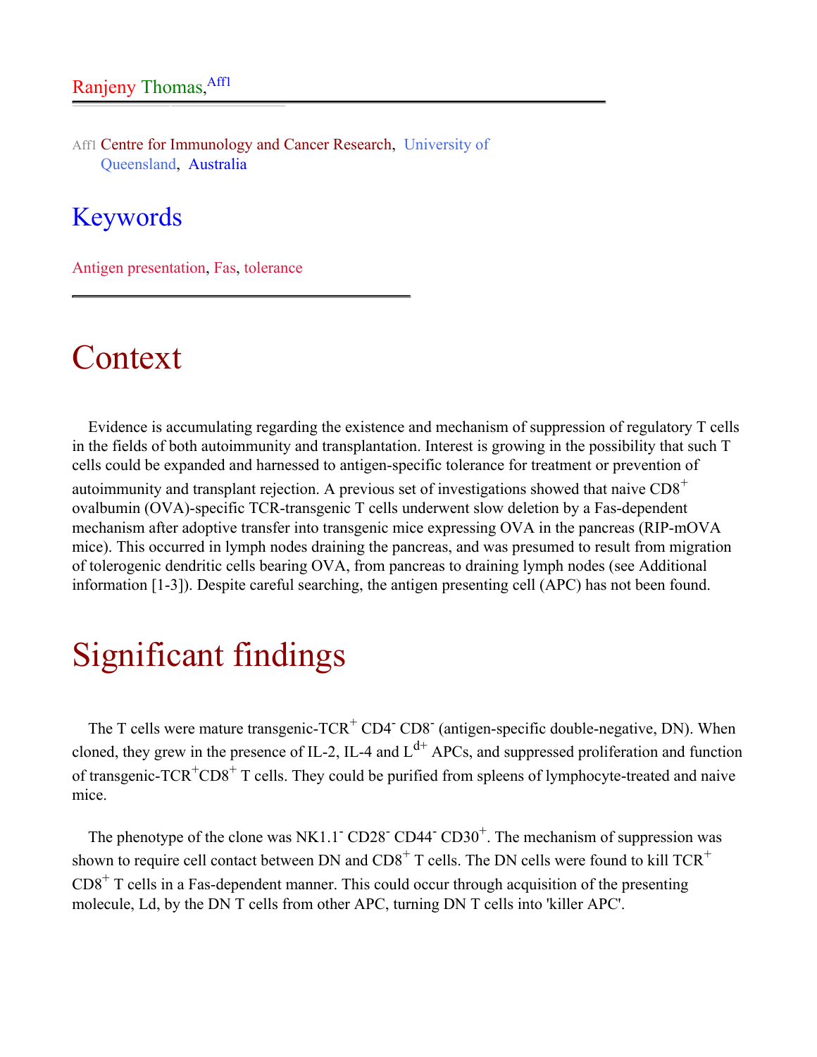Ranjeny Thomas,[Aff1]

Aff1 Centre for Immunology and Cancer Research, University of Queensland, Australia

## Keywords

Antigen presentation, Fas, tolerance

# Context

Evidence is accumulating regarding the existence and mechanism of suppression of regulatory T cells in the fields of both autoimmunity and transplantation. Interest is growing in the possibility that such T cells could be expanded and harnessed to antigen-specific tolerance for treatment or prevention of autoimmunity and transplant rejection. A previous set of investigations showed that naive $CD8^+$ ovalbumin (OVA)-specific TCR-transgenic T cells underwent slow deletion by a Fas-dependent mechanism after adoptive transfer into transgenic mice expressing OVA in the pancreas (RIP-mOVA mice). This occurred in lymph nodes draining the pancreas, and was presumed to result from migration of tolerogenic dendritic cells bearing OVA, from pancreas to draining lymph nodes (see Additional information [1-3]). Despite careful searching, the antigen presenting cell (APC) has not been found.

# Significant findings

The T cells were mature transgenic-$TCR^+$ $CD4^-$ $CD8^-$ (antigen-specific double-negative, DN). When cloned, they grew in the presence of IL-2, IL-4 and $L^{d+}$ APCs, and suppressed proliferation and function of transgenic-$TCR^+CD8^+$ T cells. They could be purified from spleens of lymphocyte-treated and naive mice.

The phenotype of the clone was $NK1.1^-$ $CD28^-$ $CD44^-$ $CD30^+$. The mechanism of suppression was shown to require cell contact between DN and $CD8^+$ T cells. The DN cells were found to kill $TCR^+$ $CD8^+$ T cells in a Fas-dependent manner. This could occur through acquisition of the presenting molecule, Ld, by the DN T cells from other APC, turning DN T cells into 'killer APC'.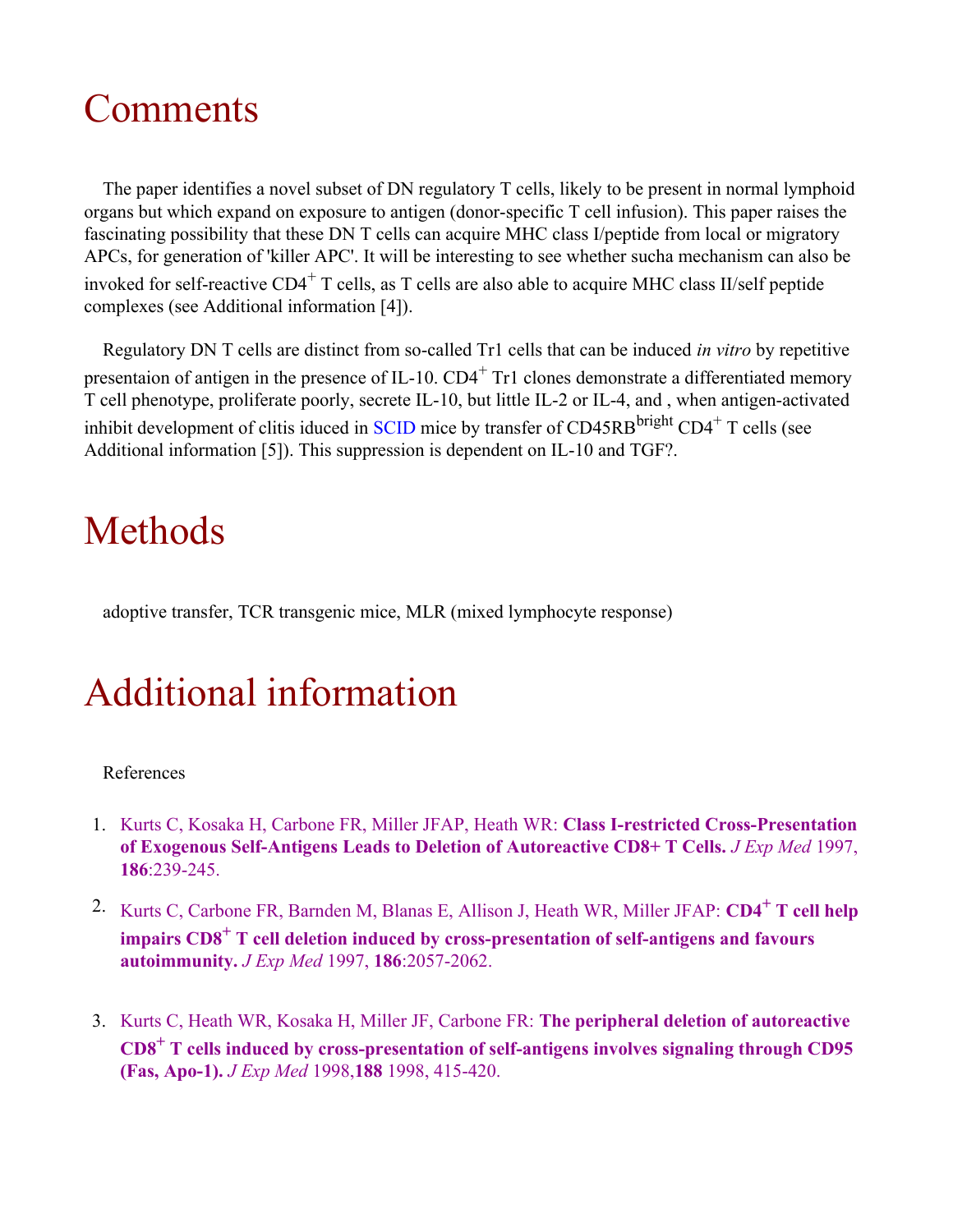# Comments

The paper identifies a novel subset of DN regulatory T cells, likely to be present in normal lymphoid organs but which expand on exposure to antigen (donor-specific T cell infusion). This paper raises the fascinating possibility that these DN T cells can acquire MHC class I/peptide from local or migratory APCs, for generation of 'killer APC'. It will be interesting to see whether sucha mechanism can also be invoked for self-reactive CD4$^{+}$ T cells, as T cells are also able to acquire MHC class II/self peptide complexes (see Additional information [4]).

Regulatory DN T cells are distinct from so-called Tr1 cells that can be induced *in vitro* by repetitive presentaion of antigen in the presence of IL-10. CD4$^{+}$ Tr1 clones demonstrate a differentiated memory T cell phenotype, proliferate poorly, secrete IL-10, but little IL-2 or IL-4, and , when antigen-activated inhibit development of clitis iduced in SCID mice by transfer of CD45RB$^{bright}$ CD4$^{+}$ T cells (see Additional information [5]). This suppression is dependent on IL-10 and TGF?.

# Methods

adoptive transfer, TCR transgenic mice, MLR (mixed lymphocyte response)

# Additional information

References

1. Kurts C, Kosaka H, Carbone FR, Miller JFAP, Heath WR: **Class I-restricted Cross-Presentation of Exogenous Self-Antigens Leads to Deletion of Autoreactive CD8+ T Cells.** *J Exp Med* 1997, **186**:239-245.
2. Kurts C, Carbone FR, Barnden M, Blanas E, Allison J, Heath WR, Miller JFAP: **CD4$^{+}$ T cell help impairs CD8$^{+}$ T cell deletion induced by cross-presentation of self-antigens and favours autoimmunity.** *J Exp Med* 1997, **186**:2057-2062.
3. Kurts C, Heath WR, Kosaka H, Miller JF, Carbone FR: **The peripheral deletion of autoreactive CD8$^{+}$ T cells induced by cross-presentation of self-antigens involves signaling through CD95 (Fas, Apo-1).** *J Exp Med* 1998,**188** 1998, 415-420.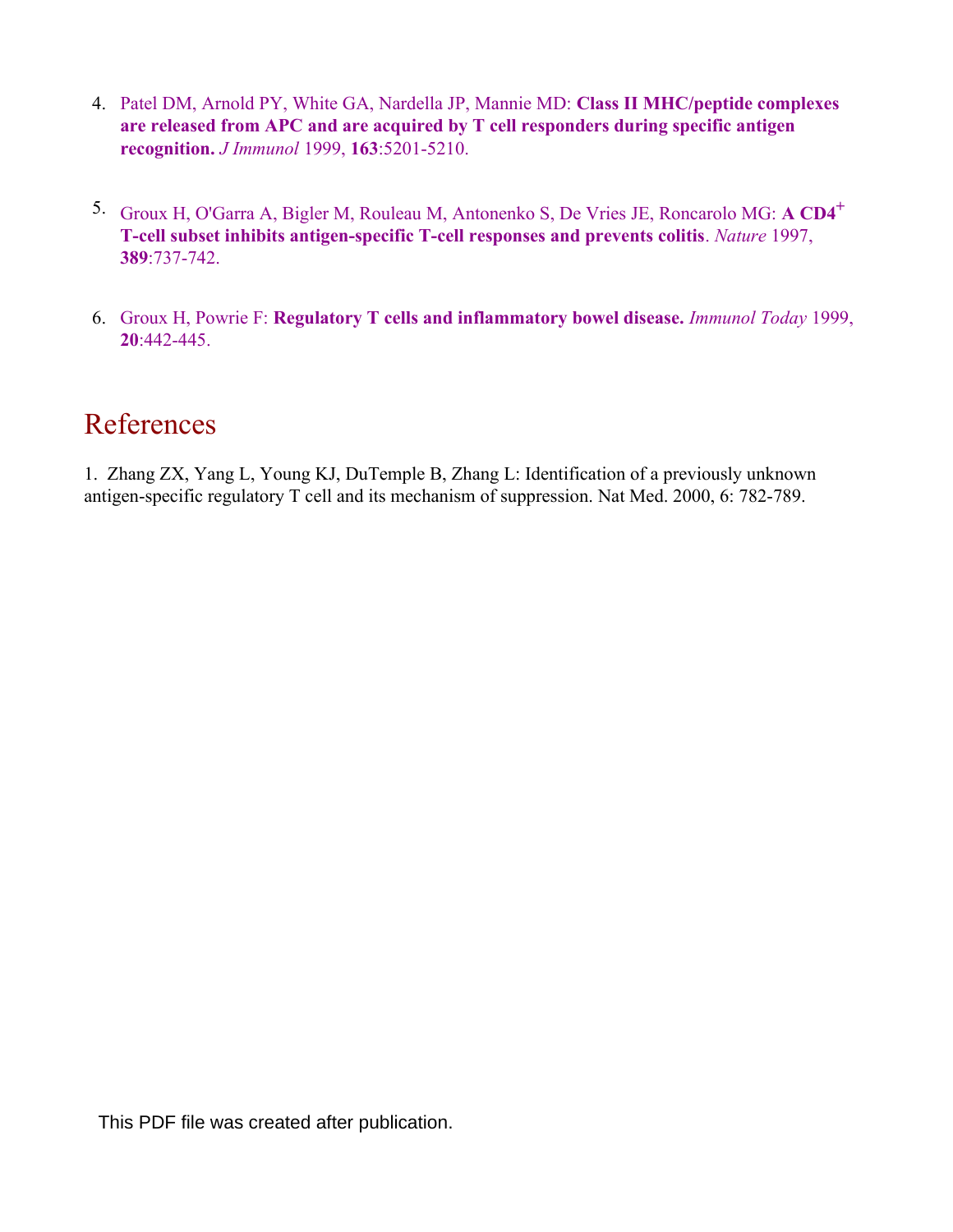4. Patel DM, Arnold PY, White GA, Nardella JP, Mannie MD: **Class II MHC/peptide complexes are released from APC and are acquired by T cell responders during specific antigen recognition.** *J Immunol* 1999, **163**:5201-5210.

5. Groux H, O'Garra A, Bigler M, Rouleau M, Antonenko S, De Vries JE, Roncarolo MG: **A CD4$^{+}$ T-cell subset inhibits antigen-specific T-cell responses and prevents colitis**. *Nature* 1997, **389**:737-742.

6. Groux H, Powrie F: **Regulatory T cells and inflammatory bowel disease.** *Immunol Today* 1999, **20**:442-445.

# References

1. Zhang ZX, Yang L, Young KJ, DuTemple B, Zhang L: Identification of a previously unknown antigen-specific regulatory T cell and its mechanism of suppression. Nat Med. 2000, 6: 782-789.

This PDF file was created after publication.